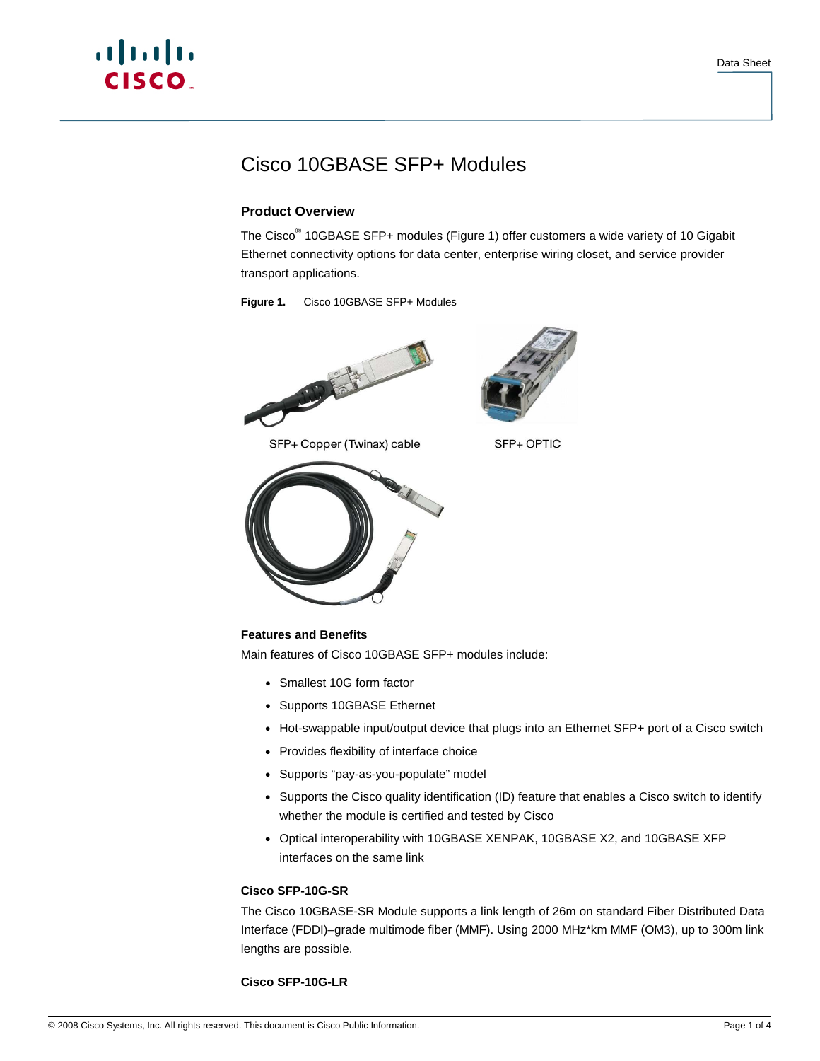# Cisco 10GBASE SFP+ Modules

## Product Overview

The Cisco® 10GBASE SFP+ modules (Figure 1) offer customers a wide variety of 10 Gigabit Ethernet connectivity options for data center, enterprise wiring closet, and service provider transport applications.

**Figure 1.** Cisco 10GBASE SFP+ Modules

SFP+ Copper (Twinax) cable

SFP+ OPTIC

### Features and Benefits

Main features of Cisco 10GBASE SFP+ modules include:

- Smallest 10G form factor
- Supports 10GBASE Ethernet
- Hot-swappable input/output device that plugs into an Ethernet SFP+ port of a Cisco switch
- Provides flexibility of interface choice
- Supports "pay-as-you-populate" model
- Supports the Cisco quality identification (ID) feature that enables a Cisco switch to identify whether the module is certified and tested by Cisco
- Optical interoperability with 10GBASE XENPAK, 10GBASE X2, and 10GBASE XFP interfaces on the same link

#### Cisco SFP-10G-SR

The Cisco 10GBASE-SR Module supports a link length of 26m on standard Fiber Distributed Data Interface (FDDI)–grade multimode fiber (MMF). Using 2000 MHz*km MMF (OM3), up to 300m link lengths are possible.

#### Cisco SFP-10G-LR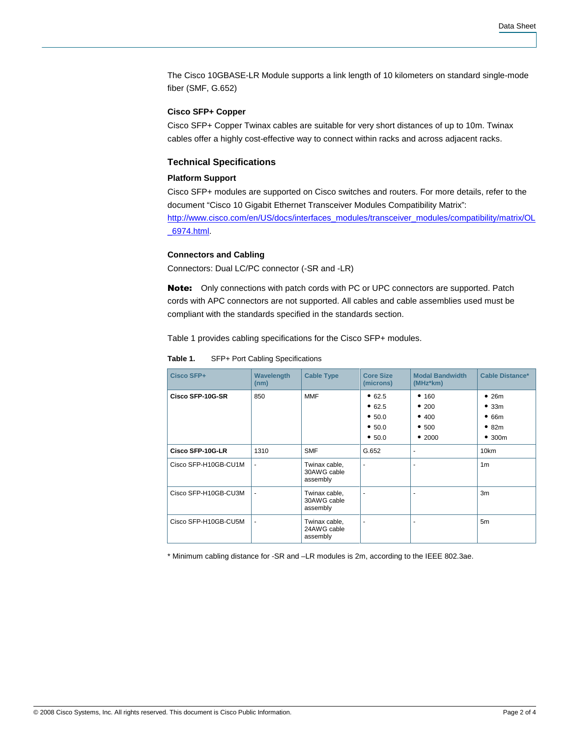The Cisco 10GBASE-LR Module supports a link length of 10 kilometers on standard single-mode fiber (SMF, G.652)

### Cisco SFP+ Copper

Cisco SFP+ Copper Twinax cables are suitable for very short distances of up to 10m. Twinax cables offer a highly cost-effective way to connect within racks and across adjacent racks.

## Technical Specifications

### Platform Support

Cisco SFP+ modules are supported on Cisco switches and routers. For more details, refer to the document "Cisco 10 Gigabit Ethernet Transceiver Modules Compatibility Matrix": [http://www.cisco.com/en/US/docs/interfaces_modules/transceiver_modules/compatibility/matrix/OL_6974.html](http://www.cisco.com/en/US/docs/interfaces_modules/transceiver_modules/compatibility/matrix/OL_6974.html).

### Connectors and Cabling

Connectors: Dual LC/PC connector (-SR and -LR)

**Note:** Only connections with patch cords with PC or UPC connectors are supported. Patch cords with APC connectors are not supported. All cables and cable assemblies used must be compliant with the standards specified in the standards section.

Table 1 provides cabling specifications for the Cisco SFP+ modules.

**Table 1.** SFP+ Port Cabling Specifications

| Cisco SFP+ | Wavelength (nm) | Cable Type | Core Size (microns) | Modal Bandwidth (MHz*km) | Cable Distance* |
|---|---|---|---|---|---|
| **Cisco SFP-10G-SR** | 850 | MMF | • 62.5<br>• 62.5<br>• 50.0<br>• 50.0<br>• 50.0 | • 160<br>• 200<br>• 400<br>• 500<br>• 2000 | • 26m<br>• 33m<br>• 66m<br>• 82m<br>• 300m |
| **Cisco SFP-10G-LR** | 1310 | SMF | G.652 | - | 10km |
| Cisco SFP-H10GB-CU1M | - | Twinax cable, 30AWG cable assembly | - | - | 1m |
| Cisco SFP-H10GB-CU3M | - | Twinax cable, 30AWG cable assembly | - | - | 3m |
| Cisco SFP-H10GB-CU5M | - | Twinax cable, 24AWG cable assembly | - | - | 5m |

* Minimum cabling distance for -SR and –LR modules is 2m, according to the IEEE 802.3ae.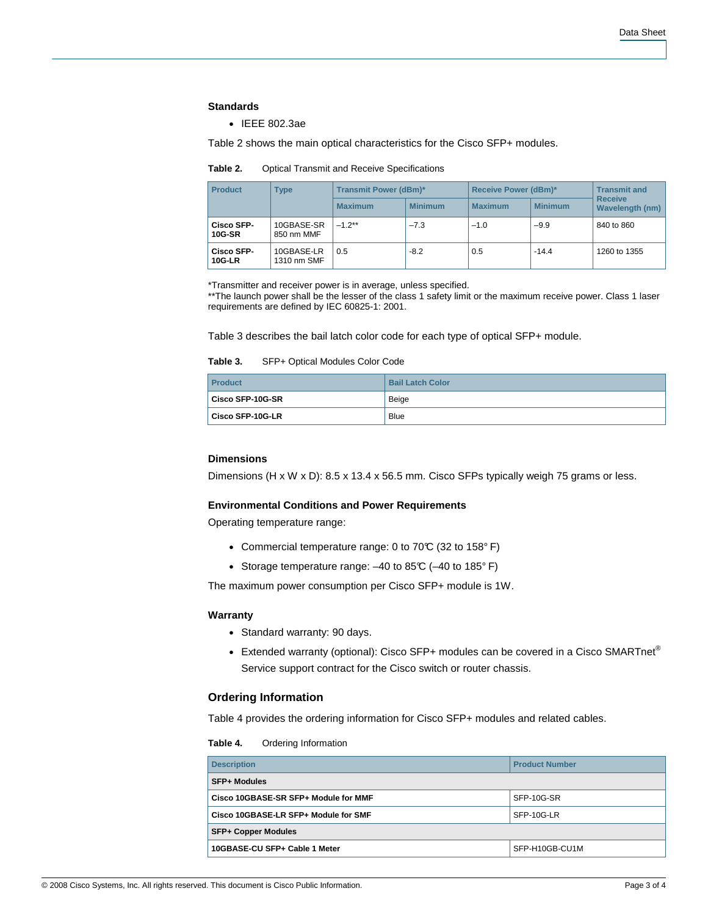### Standards

- IEEE 802.3ae

Table 2 shows the main optical characteristics for the Cisco SFP+ modules.

**Table 2.** Optical Transmit and Receive Specifications

| Product | Type | Transmit Power (dBm)* | | Receive Power (dBm)* | | Transmit and Receive Wavelength (nm) |
|---|---|---|---|---|---|---|
| | | Maximum | Minimum | Maximum | Minimum | |
| **Cisco SFP-10G-SR** | 10GBASE-SR 850 nm MMF | –1.2** | –7.3 | –1.0 | –9.9 | 840 to 860 |
| **Cisco SFP-10G-LR** | 10GBASE-LR 1310 nm SMF | 0.5 | -8.2 | 0.5 | -14.4 | 1260 to 1355 |

*Transmitter and receiver power is in average, unless specified.
**The launch power shall be the lesser of the class 1 safety limit or the maximum receive power. Class 1 laser requirements are defined by IEC 60825-1: 2001.

Table 3 describes the bail latch color code for each type of optical SFP+ module.

**Table 3.** SFP+ Optical Modules Color Code

| Product | Bail Latch Color |
|---|---|
| **Cisco SFP-10G-SR** | Beige |
| **Cisco SFP-10G-LR** | Blue |

### Dimensions

Dimensions (H x W x D): 8.5 x 13.4 x 56.5 mm. Cisco SFPs typically weigh 75 grams or less.

### Environmental Conditions and Power Requirements

Operating temperature range:

- Commercial temperature range: 0 to 70℃ (32 to 158° F)
- Storage temperature range: –40 to 85℃ (–40 to 185° F)

The maximum power consumption per Cisco SFP+ module is 1W.

### Warranty

- Standard warranty: 90 days.
- Extended warranty (optional): Cisco SFP+ modules can be covered in a Cisco SMARTnet® Service support contract for the Cisco switch or router chassis.

## Ordering Information

Table 4 provides the ordering information for Cisco SFP+ modules and related cables.

**Table 4.** Ordering Information

| Description | Product Number |
|---|---|
| **SFP+ Modules** | |
| **Cisco 10GBASE-SR SFP+ Module for MMF** | SFP-10G-SR |
| **Cisco 10GBASE-LR SFP+ Module for SMF** | SFP-10G-LR |
| **SFP+ Copper Modules** | |
| **10GBASE-CU SFP+ Cable 1 Meter** | SFP-H10GB-CU1M |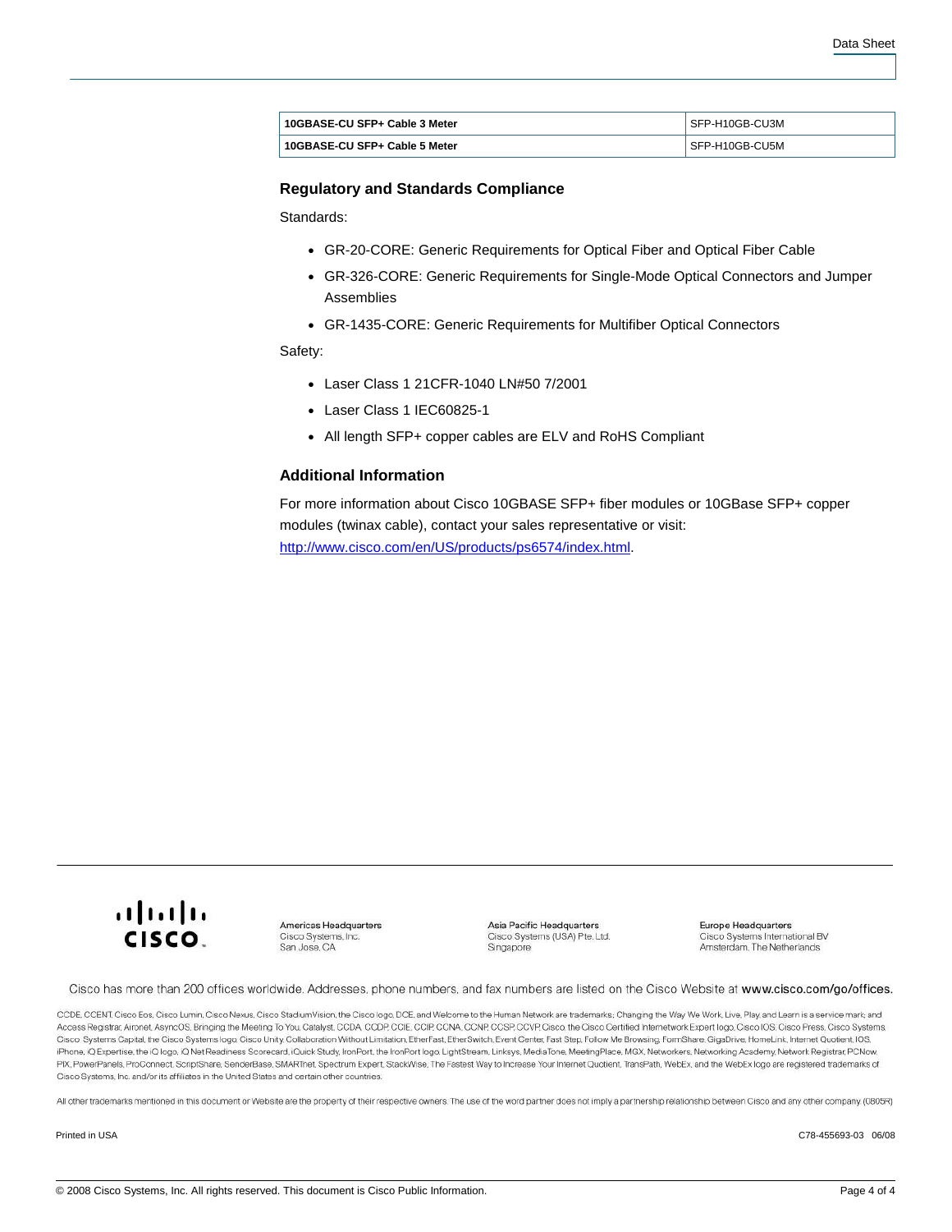| | |
|---|---|
| **10GBASE-CU SFP+ Cable 3 Meter** | SFP-H10GB-CU3M |
| **10GBASE-CU SFP+ Cable 5 Meter** | SFP-H10GB-CU5M |

## Regulatory and Standards Compliance

Standards:

- GR-20-CORE: Generic Requirements for Optical Fiber and Optical Fiber Cable
- GR-326-CORE: Generic Requirements for Single-Mode Optical Connectors and Jumper Assemblies
- GR-1435-CORE: Generic Requirements for Multifiber Optical Connectors

Safety:

- Laser Class 1 21CFR-1040 LN#50 7/2001
- Laser Class 1 IEC60825-1
- All length SFP+ copper cables are ELV and RoHS Compliant

## Additional Information

For more information about Cisco 10GBASE SFP+ fiber modules or 10GBase SFP+ copper modules (twinax cable), contact your sales representative or visit: http://www.cisco.com/en/US/products/ps6574/index.html.

Americas Headquarters
Cisco Systems, Inc.
San Jose, CA

Asia Pacific Headquarters
Cisco Systems (USA) Pte. Ltd.
Singapore

Europe Headquarters
Cisco Systems International BV
Amsterdam, The Netherlands

Cisco has more than 200 offices worldwide. Addresses, phone numbers, and fax numbers are listed on the Cisco Website at www.cisco.com/go/offices.

CCDE, CCENT, Cisco Eos, Cisco Lumin, Cisco Nexus, Cisco StadiumVision, the Cisco logo, DCE, and Welcome to the Human Network are trademarks; Changing the Way We Work, Live, Play, and Learn is a service mark; and Access Registrar, Aironet, AsyncOS, Bringing the Meeting To You, Catalyst, CCDA, CCDP, CCIE, CCIP, CCNA, CCNP, CCSP, CCVP, Cisco, the Cisco Certified Internetwork Expert logo, Cisco IOS, Cisco Press, Cisco Systems, Cisco Systems Capital, the Cisco Systems logo, Cisco Unity, Collaboration Without Limitation, EtherFast, EtherSwitch, Event Center, Fast Step, Follow Me Browsing, FormShare, GigaDrive, HomeLink, Internet Quotient, IOS, iPhone, iQ Expertise, the iQ logo, iQ Net Readiness Scorecard, iQuick Study, IronPort, the IronPort logo, LightStream, Linksys, MediaTone, MeetingPlace, MGX, Networkers, Networking Academy, Network Registrar, PCNow, PIX, PowerPanels, ProConnect, ScriptShare, SenderBase, SMARTnet, Spectrum Expert, StackWise, The Fastest Way to Increase Your Internet Quotient, TransPath, WebEx, and the WebEx logo are registered trademarks of Cisco Systems, Inc. and/or its affiliates in the United States and certain other countries.

All other trademarks mentioned in this document or Website are the property of their respective owners. The use of the word partner does not imply a partnership relationship between Cisco and any other company. (0805R)

Printed in USA C78-455693-03 06/08